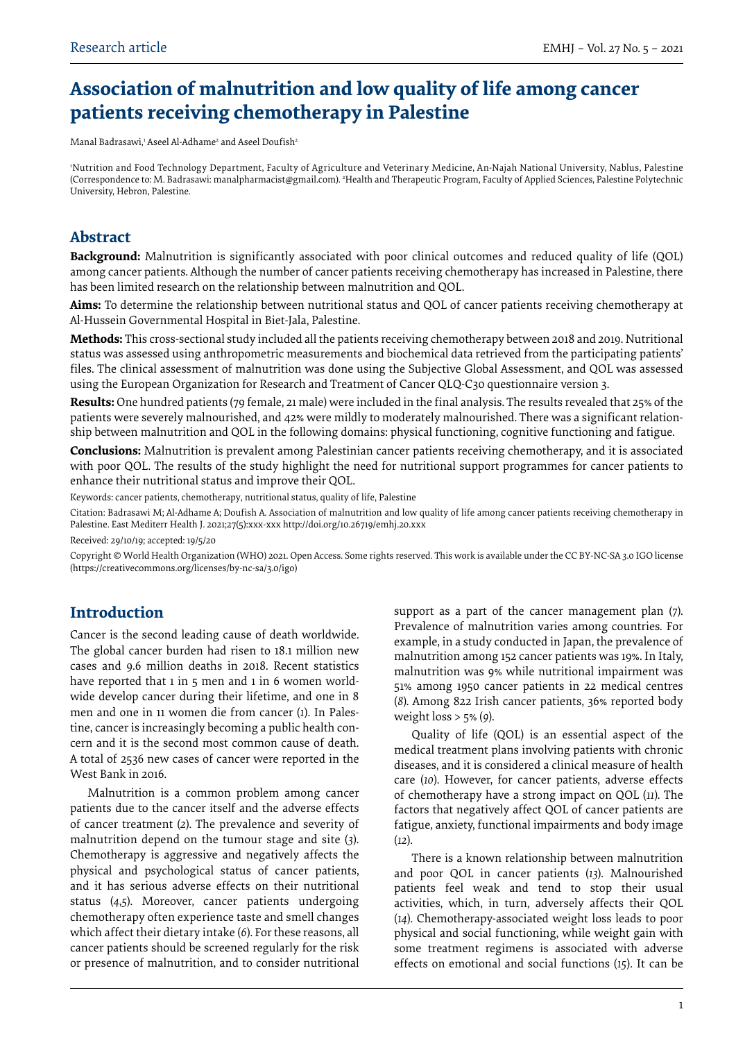Research article

# Association of malnutrition and low quality of life among cancer patients receiving chemotherapy in Palestine

Manal Badrasawi,[1] Aseel Al-Adhame[2] and Aseel Doufish[2]

[1]Nutrition and Food Technology Department, Faculty of Agriculture and Veterinary Medicine, An-Najah National University, Nablus, Palestine (Correspondence to: M. Badrasawi: manalpharmacist@gmail.com). [2]Health and Therapeutic Program, Faculty of Applied Sciences, Palestine Polytechnic University, Hebron, Palestine.

## Abstract

**Background:** Malnutrition is significantly associated with poor clinical outcomes and reduced quality of life (QOL) among cancer patients. Although the number of cancer patients receiving chemotherapy has increased in Palestine, there has been limited research on the relationship between malnutrition and QOL.

**Aims:** To determine the relationship between nutritional status and QOL of cancer patients receiving chemotherapy at Al-Hussein Governmental Hospital in Biet-Jala, Palestine.

**Methods:** This cross-sectional study included all the patients receiving chemotherapy between 2018 and 2019. Nutritional status was assessed using anthropometric measurements and biochemical data retrieved from the participating patients' files. The clinical assessment of malnutrition was done using the Subjective Global Assessment, and QOL was assessed using the European Organization for Research and Treatment of Cancer QLQ-C30 questionnaire version 3.

**Results:** One hundred patients (79 female, 21 male) were included in the final analysis. The results revealed that 25% of the patients were severely malnourished, and 42% were mildly to moderately malnourished. There was a significant relationship between malnutrition and QOL in the following domains: physical functioning, cognitive functioning and fatigue.

**Conclusions:** Malnutrition is prevalent among Palestinian cancer patients receiving chemotherapy, and it is associated with poor QOL. The results of the study highlight the need for nutritional support programmes for cancer patients to enhance their nutritional status and improve their QOL.

Keywords: cancer patients, chemotherapy, nutritional status, quality of life, Palestine

Citation: Badrasawi M; Al-Adhame A; Doufish A. Association of malnutrition and low quality of life among cancer patients receiving chemotherapy in Palestine. East Mediterr Health J. 2021;27(5):xxx-xxx http://doi.org/10.26719/emhj.20.xxx

Received: 29/10/19; accepted: 19/5/20

Copyright © World Health Organization (WHO) 2021. Open Access. Some rights reserved. This work is available under the CC BY-NC-SA 3.0 IGO license (https://creativecommons.org/licenses/by-nc-sa/3.0/igo)

## Introduction

Cancer is the second leading cause of death worldwide. The global cancer burden had risen to 18.1 million new cases and 9.6 million deaths in 2018. Recent statistics have reported that 1 in 5 men and 1 in 6 women worldwide develop cancer during their lifetime, and one in 8 men and one in 11 women die from cancer (*1*). In Palestine, cancer is increasingly becoming a public health concern and it is the second most common cause of death. A total of 2536 new cases of cancer were reported in the West Bank in 2016.

Malnutrition is a common problem among cancer patients due to the cancer itself and the adverse effects of cancer treatment (*2*). The prevalence and severity of malnutrition depend on the tumour stage and site (*3*). Chemotherapy is aggressive and negatively affects the physical and psychological status of cancer patients, and it has serious adverse effects on their nutritional status (*4,5*). Moreover, cancer patients undergoing chemotherapy often experience taste and smell changes which affect their dietary intake (*6*). For these reasons, all cancer patients should be screened regularly for the risk or presence of malnutrition, and to consider nutritional support as a part of the cancer management plan (*7*). Prevalence of malnutrition varies among countries. For example, in a study conducted in Japan, the prevalence of malnutrition among 152 cancer patients was 19%. In Italy, malnutrition was 9% while nutritional impairment was 51% among 1950 cancer patients in 22 medical centres (*8*). Among 822 Irish cancer patients, 36% reported body weight loss > 5% (*9*).

Quality of life (QOL) is an essential aspect of the medical treatment plans involving patients with chronic diseases, and it is considered a clinical measure of health care (*10*). However, for cancer patients, adverse effects of chemotherapy have a strong impact on QOL (*11*). The factors that negatively affect QOL of cancer patients are fatigue, anxiety, functional impairments and body image (*12*).

There is a known relationship between malnutrition and poor QOL in cancer patients (*13*). Malnourished patients feel weak and tend to stop their usual activities, which, in turn, adversely affects their QOL (*14*). Chemotherapy-associated weight loss leads to poor physical and social functioning, while weight gain with some treatment regimens is associated with adverse effects on emotional and social functions (*15*). It can be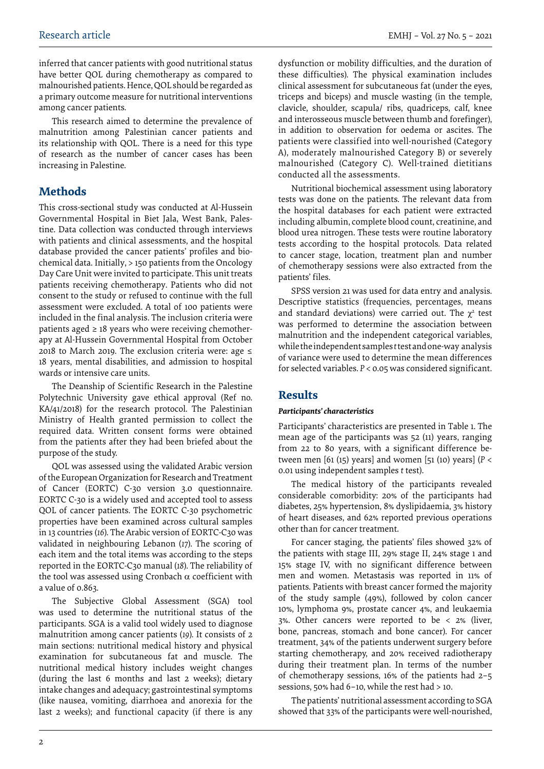inferred that cancer patients with good nutritional status have better QOL during chemotherapy as compared to malnourished patients. Hence, QOL should be regarded as a primary outcome measure for nutritional interventions among cancer patients.

This research aimed to determine the prevalence of malnutrition among Palestinian cancer patients and its relationship with QOL. There is a need for this type of research as the number of cancer cases has been increasing in Palestine.

## Methods

This cross-sectional study was conducted at Al-Hussein Governmental Hospital in Biet Jala, West Bank, Palestine. Data collection was conducted through interviews with patients and clinical assessments, and the hospital database provided the cancer patients' profiles and biochemical data. Initially, > 150 patients from the Oncology Day Care Unit were invited to participate. This unit treats patients receiving chemotherapy. Patients who did not consent to the study or refused to continue with the full assessment were excluded. A total of 100 patients were included in the final analysis. The inclusion criteria were patients aged ≥ 18 years who were receiving chemotherapy at Al-Hussein Governmental Hospital from October 2018 to March 2019. The exclusion criteria were: age ≤ 18 years, mental disabilities, and admission to hospital wards or intensive care units.

The Deanship of Scientific Research in the Palestine Polytechnic University gave ethical approval (Ref no. KA/41/2018) for the research protocol. The Palestinian Ministry of Health granted permission to collect the required data. Written consent forms were obtained from the patients after they had been briefed about the purpose of the study.

QOL was assessed using the validated Arabic version of the European Organization for Research and Treatment of Cancer (EORTC) C-30 version 3.0 questionnaire. EORTC C-30 is a widely used and accepted tool to assess QOL of cancer patients. The EORTC C-30 psychometric properties have been examined across cultural samples in 13 countries (*16*). The Arabic version of EORTC-C30 was validated in neighbouring Lebanon (*17*). The scoring of each item and the total items was according to the steps reported in the EORTC-C30 manual (*18*). The reliability of the tool was assessed using Cronbach $\alpha$ coefficient with a value of 0.863.

The Subjective Global Assessment (SGA) tool was used to determine the nutritional status of the participants. SGA is a valid tool widely used to diagnose malnutrition among cancer patients (*19*). It consists of 2 main sections: nutritional medical history and physical examination for subcutaneous fat and muscle. The nutritional medical history includes weight changes (during the last 6 months and last 2 weeks); dietary intake changes and adequacy; gastrointestinal symptoms (like nausea, vomiting, diarrhoea and anorexia for the last 2 weeks); and functional capacity (if there is any dysfunction or mobility difficulties, and the duration of these difficulties). The physical examination includes clinical assessment for subcutaneous fat (under the eyes, triceps and biceps) and muscle wasting (in the temple, clavicle, shoulder, scapula/ ribs, quadriceps, calf, knee and interosseous muscle between thumb and forefinger), in addition to observation for oedema or ascites. The patients were classified into well-nourished (Category A), moderately malnourished Category B) or severely malnourished (Category C). Well-trained dietitians conducted all the assessments.

Nutritional biochemical assessment using laboratory tests was done on the patients. The relevant data from the hospital databases for each patient were extracted including albumin, complete blood count, creatinine, and blood urea nitrogen. These tests were routine laboratory tests according to the hospital protocols. Data related to cancer stage, location, treatment plan and number of chemotherapy sessions were also extracted from the patients' files.

SPSS version 21 was used for data entry and analysis. Descriptive statistics (frequencies, percentages, means and standard deviations) were carried out. The $\chi^2$ test was performed to determine the association between malnutrition and the independent categorical variables, while the independent samples *t* test and one-way analysis of variance were used to determine the mean differences for selected variables. $P < 0.05$ was considered significant.

## Results

### *Participants' characteristics*

Participants' characteristics are presented in Table 1. The mean age of the participants was 52 (11) years, ranging from 22 to 80 years, with a significant difference between men [61 (15) years] and women [51 (10) years] ($P < 0.01$ using independent samples *t* test).

The medical history of the participants revealed considerable comorbidity: 20% of the participants had diabetes, 25% hypertension, 8% dyslipidaemia, 3% history of heart diseases, and 62% reported previous operations other than for cancer treatment.

For cancer staging, the patients' files showed 32% of the patients with stage III, 29% stage II, 24% stage 1 and 15% stage IV, with no significant difference between men and women. Metastasis was reported in 11% of patients. Patients with breast cancer formed the majority of the study sample (49%), followed by colon cancer 10%, lymphoma 9%, prostate cancer 4%, and leukaemia 3%. Other cancers were reported to be < 2% (liver, bone, pancreas, stomach and bone cancer). For cancer treatment, 34% of the patients underwent surgery before starting chemotherapy, and 20% received radiotherapy during their treatment plan. In terms of the number of chemotherapy sessions, 16% of the patients had 2–5 sessions, 50% had 6–10, while the rest had > 10.

The patients' nutritional assessment according to SGA showed that 33% of the participants were well-nourished,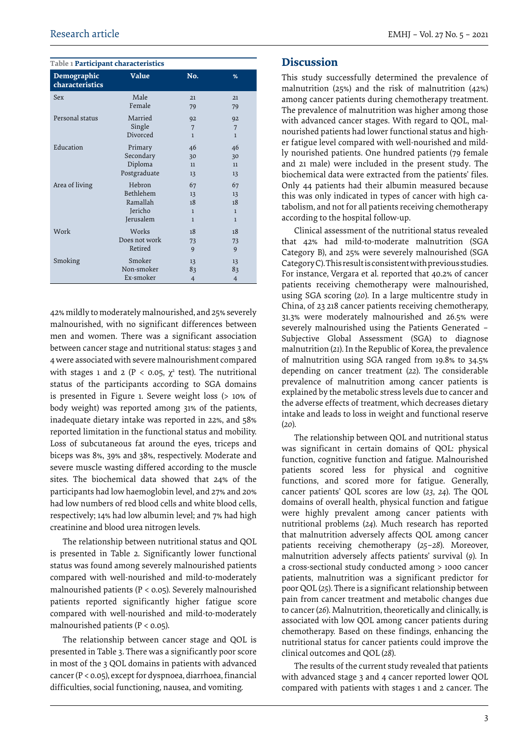Table 1 **Participant characteristics**

| Demographic characteristics | Value | No. | % |
|---|---|---|---|
| Sex | Male | 21 | 21 |
| | Female | 79 | 79 |
| Personal status | Married | 92 | 92 |
| | Single | 7 | 7 |
| | Divorced | 1 | 1 |
| Education | Primary | 46 | 46 |
| | Secondary | 30 | 30 |
| | Diploma | 11 | 11 |
| | Postgraduate | 13 | 13 |
| Area of living | Hebron | 67 | 67 |
| | Bethlehem | 13 | 13 |
| | Ramallah | 18 | 18 |
| | Jericho | 1 | 1 |
| | Jerusalem | 1 | 1 |
| Work | Works | 18 | 18 |
| | Does not work | 73 | 73 |
| | Retired | 9 | 9 |
| Smoking | Smoker | 13 | 13 |
| | Non-smoker | 83 | 83 |
| | Ex-smoker | 4 | 4 |

42% mildly to moderately malnourished, and 25% severely malnourished, with no significant differences between men and women. There was a significant association between cancer stage and nutritional status: stages 3 and 4 were associated with severe malnourishment compared with stages 1 and 2 ($P < 0.05$, $\chi^2$ test). The nutritional status of the participants according to SGA domains is presented in Figure 1. Severe weight loss (> 10% of body weight) was reported among 31% of the patients, inadequate dietary intake was reported in 22%, and 58% reported limitation in the functional status and mobility. Loss of subcutaneous fat around the eyes, triceps and biceps was 8%, 39% and 38%, respectively. Moderate and severe muscle wasting differed according to the muscle sites. The biochemical data showed that 24% of the participants had low haemoglobin level, and 27% and 20% had low numbers of red blood cells and white blood cells, respectively; 14% had low albumin level; and 7% had high creatinine and blood urea nitrogen levels.

The relationship between nutritional status and QOL is presented in Table 2. Significantly lower functional status was found among severely malnourished patients compared with well-nourished and mild-to-moderately malnourished patients ($P < 0.05$). Severely malnourished patients reported significantly higher fatigue score compared with well-nourished and mild-to-moderately malnourished patients ($P < 0.05$).

The relationship between cancer stage and QOL is presented in Table 3. There was a significantly poor score in most of the 3 QOL domains in patients with advanced cancer ($P < 0.05$), except for dyspnoea, diarrhoea, financial difficulties, social functioning, nausea, and vomiting.

## Discussion

This study successfully determined the prevalence of malnutrition (25%) and the risk of malnutrition (42%) among cancer patients during chemotherapy treatment. The prevalence of malnutrition was higher among those with advanced cancer stages. With regard to QOL, malnourished patients had lower functional status and higher fatigue level compared with well-nourished and mildly nourished patients. One hundred patients (79 female and 21 male) were included in the present study. The biochemical data were extracted from the patients' files. Only 44 patients had their albumin measured because this was only indicated in types of cancer with high catabolism, and not for all patients receiving chemotherapy according to the hospital follow-up.

Clinical assessment of the nutritional status revealed that 42% had mild-to-moderate malnutrition (SGA Category B), and 25% were severely malnourished (SGA Category C). This result is consistent with previous studies. For instance, Vergara et al. reported that 40.2% of cancer patients receiving chemotherapy were malnourished, using SGA scoring (*20*). In a large multicentre study in China, of 23 218 cancer patients receiving chemotherapy, 31.3% were moderately malnourished and 26.5% were severely malnourished using the Patients Generated – Subjective Global Assessment (SGA) to diagnose malnutrition (*21*). In the Republic of Korea, the prevalence of malnutrition using SGA ranged from 19.8% to 34.5% depending on cancer treatment (*22*). The considerable prevalence of malnutrition among cancer patients is explained by the metabolic stress levels due to cancer and the adverse effects of treatment, which decreases dietary intake and leads to loss in weight and functional reserve (*20*).

The relationship between QOL and nutritional status was significant in certain domains of QOL: physical function, cognitive function and fatigue. Malnourished patients scored less for physical and cognitive functions, and scored more for fatigue. Generally, cancer patients' QOL scores are low (*23*, *24*). The QOL domains of overall health, physical function and fatigue were highly prevalent among cancer patients with nutritional problems (*24*). Much research has reported that malnutrition adversely affects QOL among cancer patients receiving chemotherapy (*25–28*). Moreover, malnutrition adversely affects patients' survival (*9*). In a cross-sectional study conducted among > 1000 cancer patients, malnutrition was a significant predictor for poor QOL (*25*). There is a significant relationship between pain from cancer treatment and metabolic changes due to cancer (*26*). Malnutrition, theoretically and clinically, is associated with low QOL among cancer patients during chemotherapy. Based on these findings, enhancing the nutritional status for cancer patients could improve the clinical outcomes and QOL (*28*).

The results of the current study revealed that patients with advanced stage 3 and 4 cancer reported lower QOL compared with patients with stages 1 and 2 cancer. The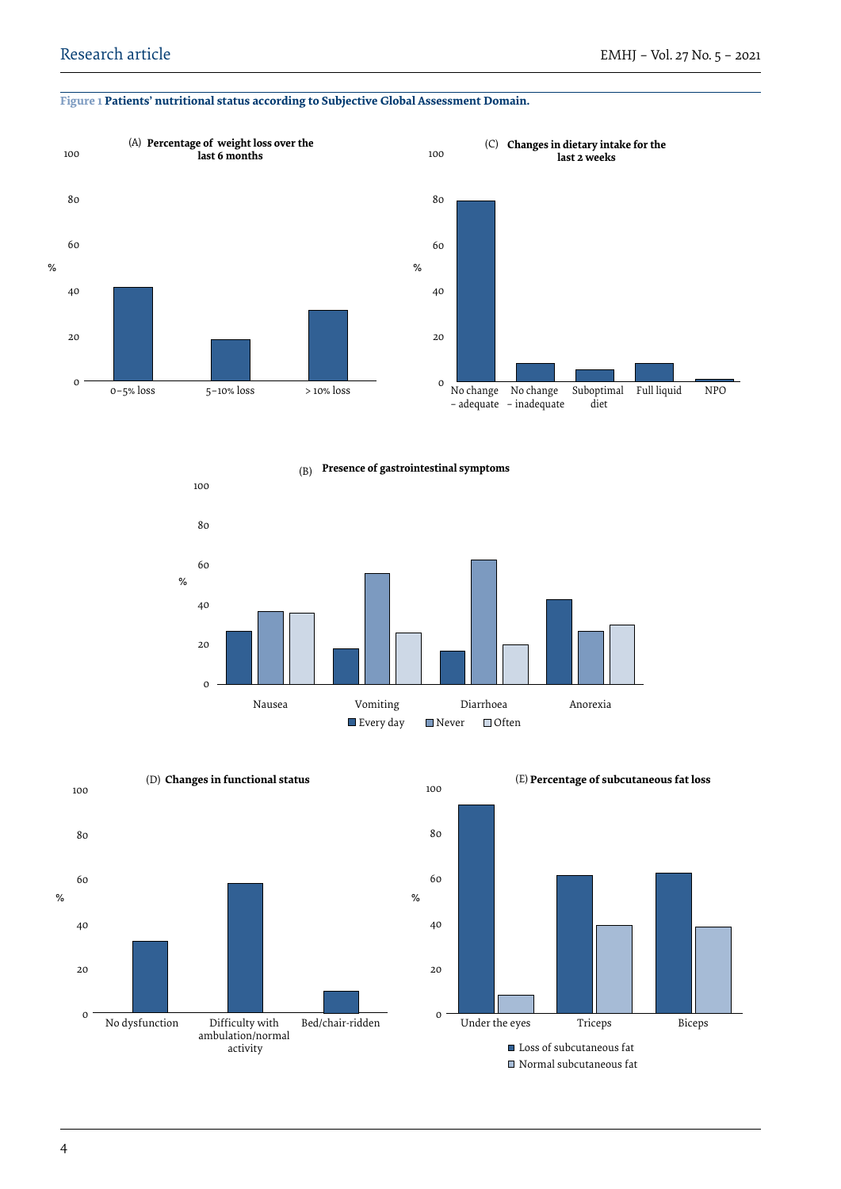**Figure 1 Patients' nutritional status according to Subjective Global Assessment Domain.**

(A) **Percentage of weight loss over the last 6 months**

(C) **Changes in dietary intake for the last 2 weeks**

(B) **Presence of gastrointestinal symptoms**

(D) **Changes in functional status**

(E) **Percentage of subcutaneous fat loss**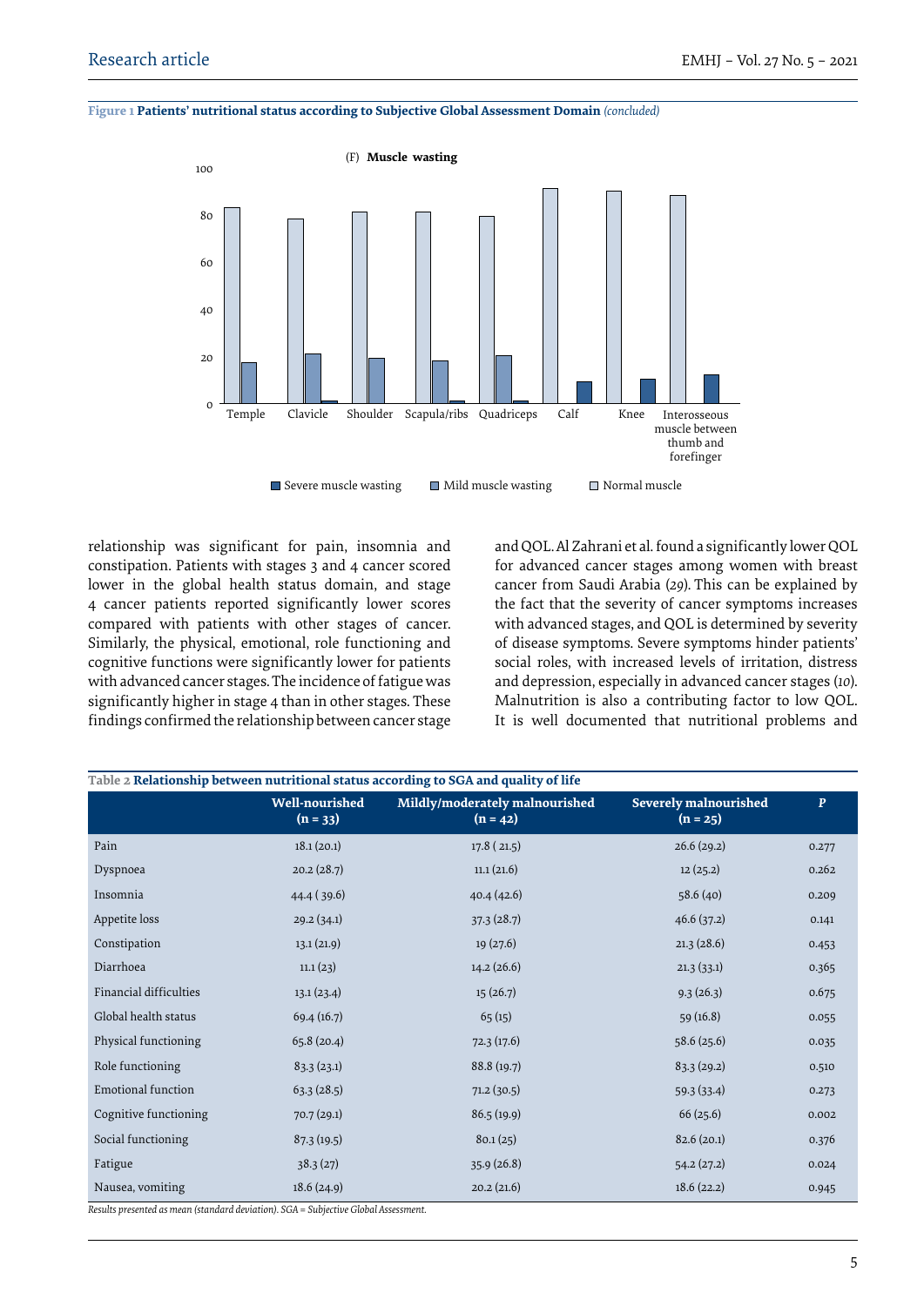**Figure 1 Patients' nutritional status according to Subjective Global Assessment Domain** *(concluded)*

(F) **Muscle wasting**

relationship was significant for pain, insomnia and constipation. Patients with stages 3 and 4 cancer scored lower in the global health status domain, and stage 4 cancer patients reported significantly lower scores compared with patients with other stages of cancer. Similarly, the physical, emotional, role functioning and cognitive functions were significantly lower for patients with advanced cancer stages. The incidence of fatigue was significantly higher in stage 4 than in other stages. These findings confirmed the relationship between cancer stage and QOL. Al Zahrani et al. found a significantly lower QOL for advanced cancer stages among women with breast cancer from Saudi Arabia (*29*). This can be explained by the fact that the severity of cancer symptoms increases with advanced stages, and QOL is determined by severity of disease symptoms. Severe symptoms hinder patients' social roles, with increased levels of irritation, distress and depression, especially in advanced cancer stages (*10*). Malnutrition is also a contributing factor to low QOL. It is well documented that nutritional problems and

**Table 2 Relationship between nutritional status according to SGA and quality of life**

| | Well-nourished (n = 33) | Mildly/moderately malnourished (n = 42) | Severely malnourished (n = 25) | *P* |
|---|---|---|---|---|
| Pain | 18.1 (20.1) | 17.8 ( 21.5) | 26.6 (29.2) | 0.277 |
| Dyspnoea | 20.2 (28.7) | 11.1 (21.6) | 12 (25.2) | 0.262 |
| Insomnia | 44.4 ( 39.6) | 40.4 (42.6) | 58.6 (40) | 0.209 |
| Appetite loss | 29.2 (34.1) | 37.3 (28.7) | 46.6 (37.2) | 0.141 |
| Constipation | 13.1 (21.9) | 19 (27.6) | 21.3 (28.6) | 0.453 |
| Diarrhoea | 11.1 (23) | 14.2 (26.6) | 21.3 (33.1) | 0.365 |
| Financial difficulties | 13.1 (23.4) | 15 (26.7) | 9.3 (26.3) | 0.675 |
| Global health status | 69.4 (16.7) | 65 (15) | 59 (16.8) | 0.055 |
| Physical functioning | 65.8 (20.4) | 72.3 (17.6) | 58.6 (25.6) | 0.035 |
| Role functioning | 83.3 (23.1) | 88.8 (19.7) | 83.3 (29.2) | 0.510 |
| Emotional function | 63.3 (28.5) | 71.2 (30.5) | 59.3 (33.4) | 0.273 |
| Cognitive functioning | 70.7 (29.1) | 86.5 (19.9) | 66 (25.6) | 0.002 |
| Social functioning | 87.3 (19.5) | 80.1 (25) | 82.6 (20.1) | 0.376 |
| Fatigue | 38.3 (27) | 35.9 (26.8) | 54.2 (27.2) | 0.024 |
| Nausea, vomiting | 18.6 (24.9) | 20.2 (21.6) | 18.6 (22.2) | 0.945 |

*Results presented as mean (standard deviation). SGA = Subjective Global Assessment.*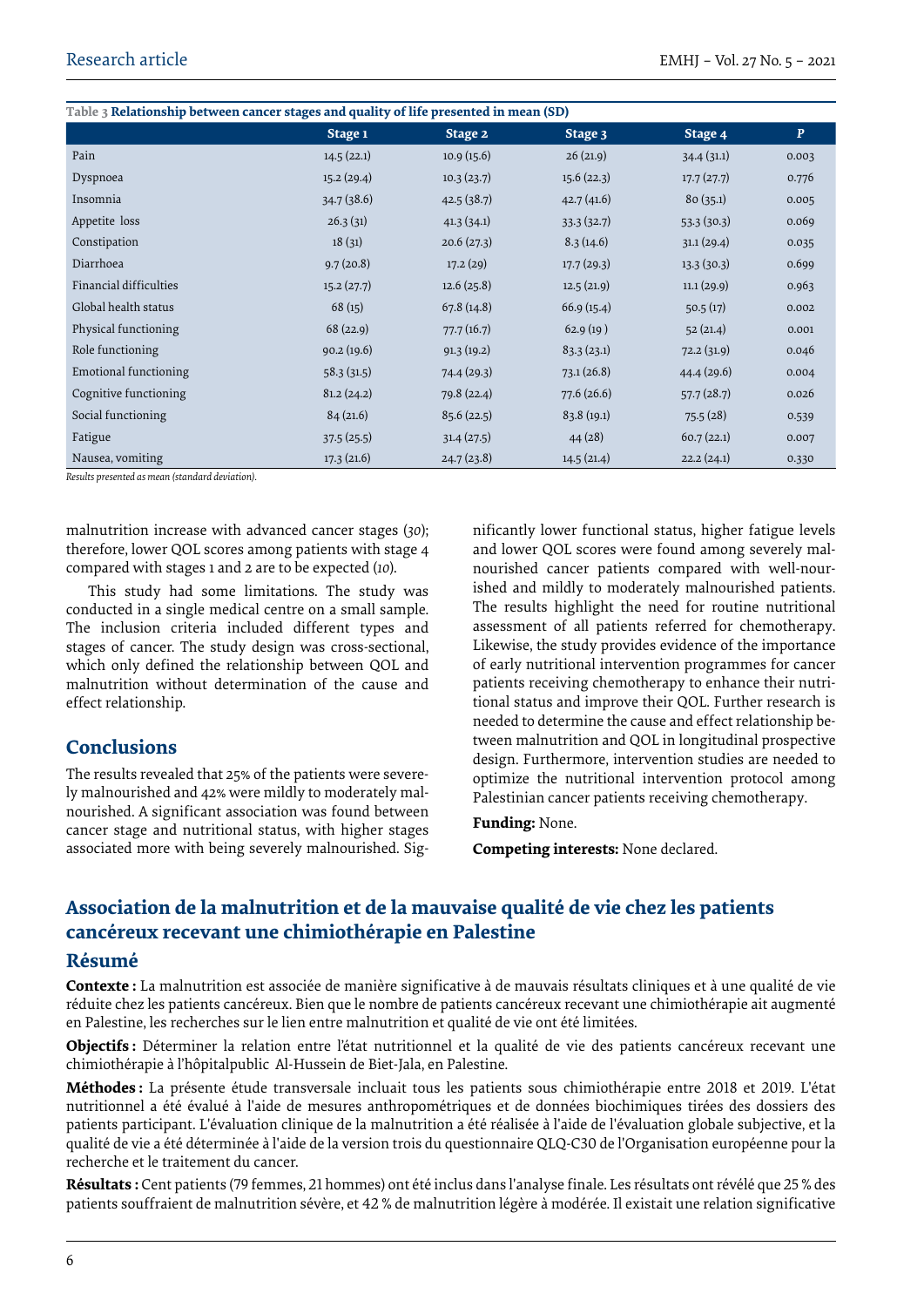**Table 3 Relationship between cancer stages and quality of life presented in mean (SD)**

| | Stage 1 | Stage 2 | Stage 3 | Stage 4 | P |
|---|---|---|---|---|---|
| Pain | 14.5 (22.1) | 10.9 (15.6) | 26 (21.9) | 34.4 (31.1) | 0.003 |
| Dyspnoea | 15.2 (29.4) | 10.3 (23.7) | 15.6 (22.3) | 17.7 (27.7) | 0.776 |
| Insomnia | 34.7 (38.6) | 42.5 (38.7) | 42.7 (41.6) | 80 (35.1) | 0.005 |
| Appetite loss | 26.3 (31) | 41.3 (34.1) | 33.3 (32.7) | 53.3 (30.3) | 0.069 |
| Constipation | 18 (31) | 20.6 (27.3) | 8.3 (14.6) | 31.1 (29.4) | 0.035 |
| Diarrhoea | 9.7 (20.8) | 17.2 (29) | 17.7 (29.3) | 13.3 (30.3) | 0.699 |
| Financial difficulties | 15.2 (27.7) | 12.6 (25.8) | 12.5 (21.9) | 11.1 (29.9) | 0.963 |
| Global health status | 68 (15) | 67.8 (14.8) | 66.9 (15.4) | 50.5 (17) | 0.002 |
| Physical functioning | 68 (22.9) | 77.7 (16.7) | 62.9 (19 ) | 52 (21.4) | 0.001 |
| Role functioning | 90.2 (19.6) | 91.3 (19.2) | 83.3 (23.1) | 72.2 (31.9) | 0.046 |
| Emotional functioning | 58.3 (31.5) | 74.4 (29.3) | 73.1 (26.8) | 44.4 (29.6) | 0.004 |
| Cognitive functioning | 81.2 (24.2) | 79.8 (22.4) | 77.6 (26.6) | 57.7 (28.7) | 0.026 |
| Social functioning | 84 (21.6) | 85.6 (22.5) | 83.8 (19.1) | 75.5 (28) | 0.539 |
| Fatigue | 37.5 (25.5) | 31.4 (27.5) | 44 (28) | 60.7 (22.1) | 0.007 |
| Nausea, vomiting | 17.3 (21.6) | 24.7 (23.8) | 14.5 (21.4) | 22.2 (24.1) | 0.330 |

*Results presented as mean (standard deviation).*

malnutrition increase with advanced cancer stages (*30*); therefore, lower QOL scores among patients with stage 4 compared with stages 1 and 2 are to be expected (*10*).

This study had some limitations. The study was conducted in a single medical centre on a small sample. The inclusion criteria included different types and stages of cancer. The study design was cross-sectional, which only defined the relationship between QOL and malnutrition without determination of the cause and effect relationship.

## Conclusions

The results revealed that 25% of the patients were severely malnourished and 42% were mildly to moderately malnourished. A significant association was found between cancer stage and nutritional status, with higher stages associated more with being severely malnourished. Significantly lower functional status, higher fatigue levels and lower QOL scores were found among severely malnourished cancer patients compared with well-nourished and mildly to moderately malnourished patients. The results highlight the need for routine nutritional assessment of all patients referred for chemotherapy. Likewise, the study provides evidence of the importance of early nutritional intervention programmes for cancer patients receiving chemotherapy to enhance their nutritional status and improve their QOL. Further research is needed to determine the cause and effect relationship between malnutrition and QOL in longitudinal prospective design. Furthermore, intervention studies are needed to optimize the nutritional intervention protocol among Palestinian cancer patients receiving chemotherapy.

**Funding:** None.

**Competing interests:** None declared.

## Association de la malnutrition et de la mauvaise qualité de vie chez les patients cancéreux recevant une chimiothérapie en Palestine

### Résumé

**Contexte :** La malnutrition est associée de manière significative à de mauvais résultats cliniques et à une qualité de vie réduite chez les patients cancéreux. Bien que le nombre de patients cancéreux recevant une chimiothérapie ait augmenté en Palestine, les recherches sur le lien entre malnutrition et qualité de vie ont été limitées.

**Objectifs :** Déterminer la relation entre l'état nutritionnel et la qualité de vie des patients cancéreux recevant une chimiothérapie à l'hôpitalpublic Al-Hussein de Biet-Jala, en Palestine.

**Méthodes :** La présente étude transversale incluait tous les patients sous chimiothérapie entre 2018 et 2019. L'état nutritionnel a été évalué à l'aide de mesures anthropométriques et de données biochimiques tirées des dossiers des patients participant. L'évaluation clinique de la malnutrition a été réalisée à l'aide de l'évaluation globale subjective, et la qualité de vie a été déterminée à l'aide de la version trois du questionnaire QLQ-C30 de l'Organisation européenne pour la recherche et le traitement du cancer.

**Résultats :** Cent patients (79 femmes, 21 hommes) ont été inclus dans l'analyse finale. Les résultats ont révélé que 25 % des patients souffraient de malnutrition sévère, et 42 % de malnutrition légère à modérée. Il existait une relation significative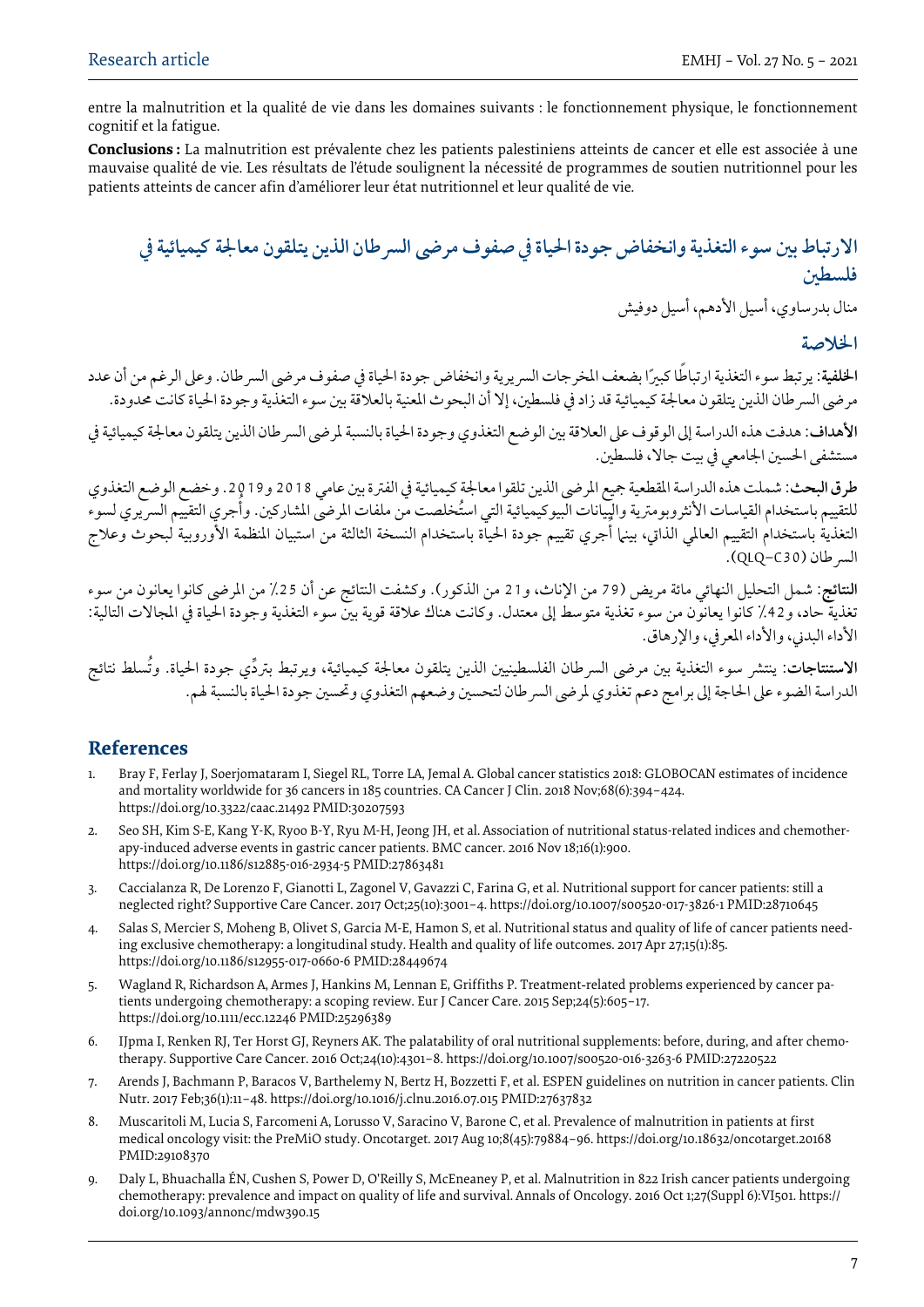entre la malnutrition et la qualité de vie dans les domaines suivants : le fonctionnement physique, le fonctionnement cognitif et la fatigue.

**Conclusions :** La malnutrition est prévalente chez les patients palestiniens atteints de cancer et elle est associée à une mauvaise qualité de vie. Les résultats de l'étude soulignent la nécessité de programmes de soutien nutritionnel pour les patients atteints de cancer afin d'améliorer leur état nutritionnel et leur qualité de vie.

## الارتباط بين سوء التغذية وانخفاض جودة الحياة في صفوف مرضى السرطان الذين يتلقون معالجة كيميائية في فلسطين

منال بدرساوي، أسيل الأدهم، أسيل دوفيش

### الخلاصة

**الخلفية**: يرتبط سوء التغذية ارتباطًا كبيرًا بضعف المخرجات السريرية وانخفاض جودة الحياة في صفوف مرضى السرطان. وعلى الرغم من أن عدد مرضى السرطان الذين يتلقون معالجة كيميائية قد زاد في فلسطين، إلا أن البحوث المعنية بالعلاقة بين سوء التغذية وجودة الحياة كانت محدودة.

**الأهداف**: هدفت هذه الدراسة إلى الوقوف على العلاقة بين الوضع التغذوي وجودة الحياة بالنسبة لمرضى السرطان الذين يتلقون معالجة كيميائية في مستشفى الحسين الجامعي في بيت جالا، فلسطين.

**طرق البحث**: شملت هذه الدراسة المقطعية جميع المرضى الذين تلقوا معالجة كيميائية في الفترة بين عامي 2018 و2019. وخضع الوضع التغذوي للتقييم باستخدام القياسات الأنثروبومترية والبيانات البيوكيميائية التي استُخلصت من ملفات المرضى المشاركين. وأُجري التقييم السريري لسوء التغذية باستخدام التقييم العالمي الذاتي، بينما أُجري تقييم جودة الحياة باستخدام النسخة الثالثة من استبيان المنظمة الأوروبية لبحوث وعلاج السرطان (QLQ-C30).

**النتائج**: شمل التحليل النهائي مائة مريض (79 من الإناث، و21 من الذكور). وكشفت النتائج عن أن 25٪ من المرضى كانوا يعانون من سوء تغذية حاد، و42٪ كانوا يعانون من سوء تغذية متوسط إلى معتدل. وكانت هناك علاقة قوية بين سوء التغذية وجودة الحياة في المجالات التالية: الأداء البدني، والأداء المعرفي، والإرهاق.

**الاستنتاجات**: ينتشر سوء التغذية بين مرضى السرطان الفلسطينيين الذين يتلقون معالجة كيميائية، ويرتبط بتردِّي جودة الحياة. وتُسلط نتائج الدراسة الضوء على الحاجة إلى برامج دعم تغذوي لمرضى السرطان لتحسين وضعهم التغذوي وتحسين جودة الحياة بالنسبة لهم.

## References

1. Bray F, Ferlay J, Soerjomataram I, Siegel RL, Torre LA, Jemal A. Global cancer statistics 2018: GLOBOCAN estimates of incidence and mortality worldwide for 36 cancers in 185 countries. CA Cancer J Clin. 2018 Nov;68(6):394–424. https://doi.org/10.3322/caac.21492 PMID:30207593
2. Seo SH, Kim S-E, Kang Y-K, Ryoo B-Y, Ryu M-H, Jeong JH, et al. Association of nutritional status-related indices and chemotherapy-induced adverse events in gastric cancer patients. BMC cancer. 2016 Nov 18;16(1):900. https://doi.org/10.1186/s12885-016-2934-5 PMID:27863481
3. Caccialanza R, De Lorenzo F, Gianotti L, Zagonel V, Gavazzi C, Farina G, et al. Nutritional support for cancer patients: still a neglected right? Supportive Care Cancer. 2017 Oct;25(10):3001–4. https://doi.org/10.1007/s00520-017-3826-1 PMID:28710645
4. Salas S, Mercier S, Moheng B, Olivet S, Garcia M-E, Hamon S, et al. Nutritional status and quality of life of cancer patients needing exclusive chemotherapy: a longitudinal study. Health and quality of life outcomes. 2017 Apr 27;15(1):85. https://doi.org/10.1186/s12955-017-0660-6 PMID:28449674
5. Wagland R, Richardson A, Armes J, Hankins M, Lennan E, Griffiths P. Treatment-related problems experienced by cancer patients undergoing chemotherapy: a scoping review. Eur J Cancer Care. 2015 Sep;24(5):605–17. https://doi.org/10.1111/ecc.12246 PMID:25296389
6. IJpma I, Renken RJ, Ter Horst GJ, Reyners AK. The palatability of oral nutritional supplements: before, during, and after chemotherapy. Supportive Care Cancer. 2016 Oct;24(10):4301–8. https://doi.org/10.1007/s00520-016-3263-6 PMID:27220522
7. Arends J, Bachmann P, Baracos V, Barthelemy N, Bertz H, Bozzetti F, et al. ESPEN guidelines on nutrition in cancer patients. Clin Nutr. 2017 Feb;36(1):11–48. https://doi.org/10.1016/j.clnu.2016.07.015 PMID:27637832
8. Muscaritoli M, Lucia S, Farcomeni A, Lorusso V, Saracino V, Barone C, et al. Prevalence of malnutrition in patients at first medical oncology visit: the PreMiO study. Oncotarget. 2017 Aug 10;8(45):79884–96. https://doi.org/10.18632/oncotarget.20168 PMID:29108370
9. Daly L, Bhuachalla ÉN, Cushen S, Power D, O'Reilly S, McEneaney P, et al. Malnutrition in 822 Irish cancer patients undergoing chemotherapy: prevalence and impact on quality of life and survival. Annals of Oncology. 2016 Oct 1;27(Suppl 6):VI501. https://doi.org/10.1093/annonc/mdw390.15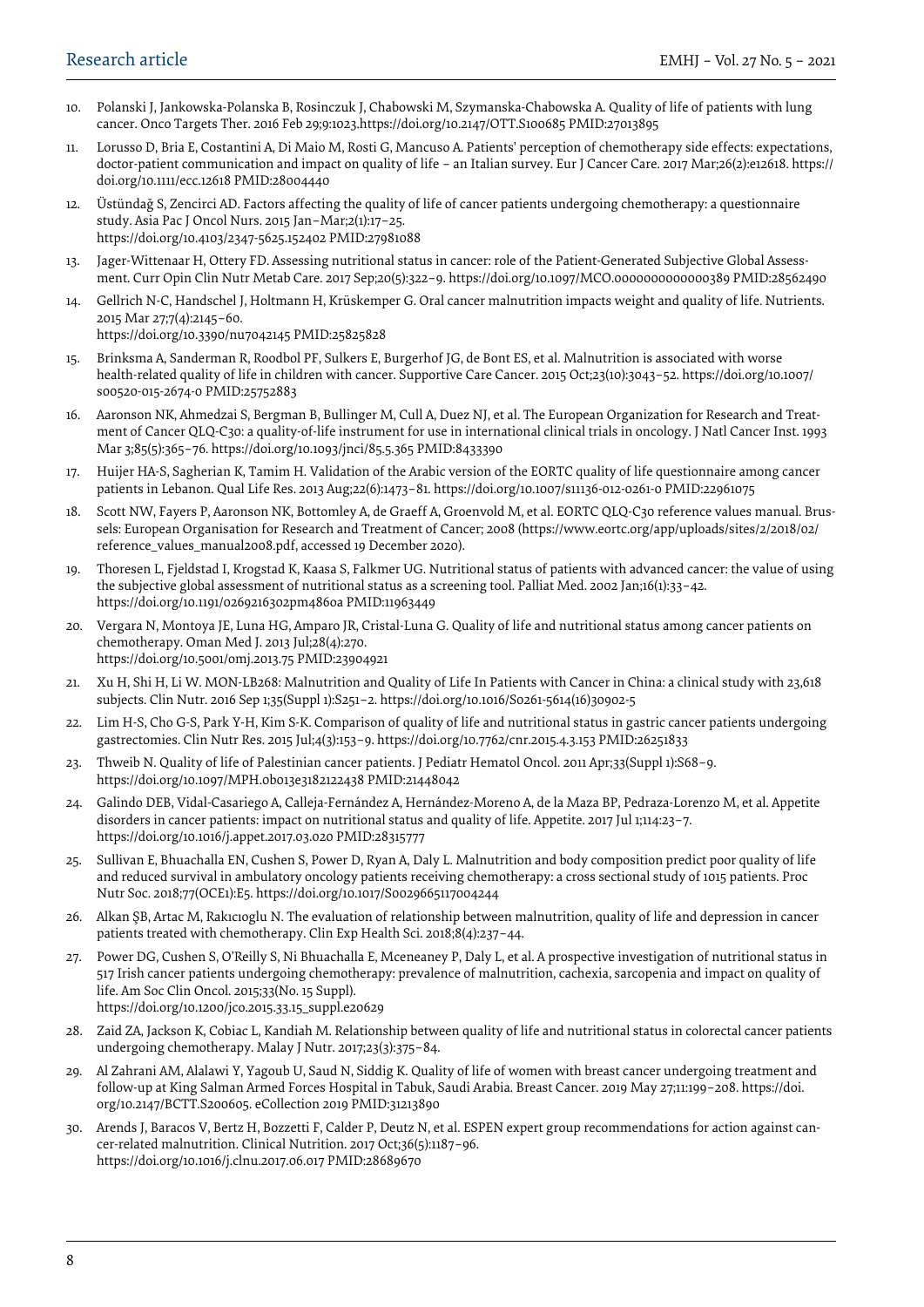10. Polanski J, Jankowska-Polanska B, Rosinczuk J, Chabowski M, Szymanska-Chabowska A. Quality of life of patients with lung cancer. Onco Targets Ther. 2016 Feb 29;9:1023.https://doi.org/10.2147/OTT.S100685 PMID:27013895
11. Lorusso D, Bria E, Costantini A, Di Maio M, Rosti G, Mancuso A. Patients' perception of chemotherapy side effects: expectations, doctor-patient communication and impact on quality of life – an Italian survey. Eur J Cancer Care. 2017 Mar;26(2):e12618. https://doi.org/10.1111/ecc.12618 PMID:28004440
12. Üstündağ S, Zencirci AD. Factors affecting the quality of life of cancer patients undergoing chemotherapy: a questionnaire study. Asia Pac J Oncol Nurs. 2015 Jan–Mar;2(1):17–25. https://doi.org/10.4103/2347-5625.152402 PMID:27981088
13. Jager-Wittenaar H, Ottery FD. Assessing nutritional status in cancer: role of the Patient-Generated Subjective Global Assessment. Curr Opin Clin Nutr Metab Care. 2017 Sep;20(5):322–9. https://doi.org/10.1097/MCO.0000000000000389 PMID:28562490
14. Gellrich N-C, Handschel J, Holtmann H, Krüskemper G. Oral cancer malnutrition impacts weight and quality of life. Nutrients. 2015 Mar 27;7(4):2145–60. https://doi.org/10.3390/nu7042145 PMID:25825828
15. Brinksma A, Sanderman R, Roodbol PF, Sulkers E, Burgerhof JG, de Bont ES, et al. Malnutrition is associated with worse health-related quality of life in children with cancer. Supportive Care Cancer. 2015 Oct;23(10):3043–52. https://doi.org/10.1007/s00520-015-2674-0 PMID:25752883
16. Aaronson NK, Ahmedzai S, Bergman B, Bullinger M, Cull A, Duez NJ, et al. The European Organization for Research and Treatment of Cancer QLQ-C30: a quality-of-life instrument for use in international clinical trials in oncology. J Natl Cancer Inst. 1993 Mar 3;85(5):365–76. https://doi.org/10.1093/jnci/85.5.365 PMID:8433390
17. Huijer HA-S, Sagherian K, Tamim H. Validation of the Arabic version of the EORTC quality of life questionnaire among cancer patients in Lebanon. Qual Life Res. 2013 Aug;22(6):1473–81. https://doi.org/10.1007/s11136-012-0261-0 PMID:22961075
18. Scott NW, Fayers P, Aaronson NK, Bottomley A, de Graeff A, Groenvold M, et al. EORTC QLQ-C30 reference values manual. Brussels: European Organisation for Research and Treatment of Cancer; 2008 (https://www.eortc.org/app/uploads/sites/2/2018/02/reference_values_manual2008.pdf, accessed 19 December 2020).
19. Thoresen L, Fjeldstad I, Krogstad K, Kaasa S, Falkmer UG. Nutritional status of patients with advanced cancer: the value of using the subjective global assessment of nutritional status as a screening tool. Palliat Med. 2002 Jan;16(1):33–42. https://doi.org/10.1191/0269216302pm486oa PMID:11963449
20. Vergara N, Montoya JE, Luna HG, Amparo JR, Cristal-Luna G. Quality of life and nutritional status among cancer patients on chemotherapy. Oman Med J. 2013 Jul;28(4):270. https://doi.org/10.5001/omj.2013.75 PMID:23904921
21. Xu H, Shi H, Li W. MON-LB268: Malnutrition and Quality of Life In Patients with Cancer in China: a clinical study with 23,618 subjects. Clin Nutr. 2016 Sep 1;35(Suppl 1):S251–2. https://doi.org/10.1016/S0261-5614(16)30902-5
22. Lim H-S, Cho G-S, Park Y-H, Kim S-K. Comparison of quality of life and nutritional status in gastric cancer patients undergoing gastrectomies. Clin Nutr Res. 2015 Jul;4(3):153–9. https://doi.org/10.7762/cnr.2015.4.3.153 PMID:26251833
23. Thweib N. Quality of life of Palestinian cancer patients. J Pediatr Hematol Oncol. 2011 Apr;33(Suppl 1):S68–9. https://doi.org/10.1097/MPH.0b013e3182122438 PMID:21448042
24. Galindo DEB, Vidal-Casariego A, Calleja-Fernández A, Hernández-Moreno A, de la Maza BP, Pedraza-Lorenzo M, et al. Appetite disorders in cancer patients: impact on nutritional status and quality of life. Appetite. 2017 Jul 1;114:23–7. https://doi.org/10.1016/j.appet.2017.03.020 PMID:28315777
25. Sullivan E, Bhuachalla EN, Cushen S, Power D, Ryan A, Daly L. Malnutrition and body composition predict poor quality of life and reduced survival in ambulatory oncology patients receiving chemotherapy: a cross sectional study of 1015 patients. Proc Nutr Soc. 2018;77(OCE1):E5. https://doi.org/10.1017/S0029665117004244
26. Alkan ŞB, Artac M, Rakıcıoglu N. The evaluation of relationship between malnutrition, quality of life and depression in cancer patients treated with chemotherapy. Clin Exp Health Sci. 2018;8(4):237–44.
27. Power DG, Cushen S, O'Reilly S, Ni Bhuachalla E, Mceneaney P, Daly L, et al. A prospective investigation of nutritional status in 517 Irish cancer patients undergoing chemotherapy: prevalence of malnutrition, cachexia, sarcopenia and impact on quality of life. Am Soc Clin Oncol. 2015;33(No. 15 Suppl). https://doi.org/10.1200/jco.2015.33.15_suppl.e20629
28. Zaid ZA, Jackson K, Cobiac L, Kandiah M. Relationship between quality of life and nutritional status in colorectal cancer patients undergoing chemotherapy. Malay J Nutr. 2017;23(3):375–84.
29. Al Zahrani AM, Alalawi Y, Yagoub U, Saud N, Siddig K. Quality of life of women with breast cancer undergoing treatment and follow-up at King Salman Armed Forces Hospital in Tabuk, Saudi Arabia. Breast Cancer. 2019 May 27;11:199–208. https://doi.org/10.2147/BCTT.S200605. eCollection 2019 PMID:31213890
30. Arends J, Baracos V, Bertz H, Bozzetti F, Calder P, Deutz N, et al. ESPEN expert group recommendations for action against cancer-related malnutrition. Clinical Nutrition. 2017 Oct;36(5):1187–96. https://doi.org/10.1016/j.clnu.2017.06.017 PMID:28689670